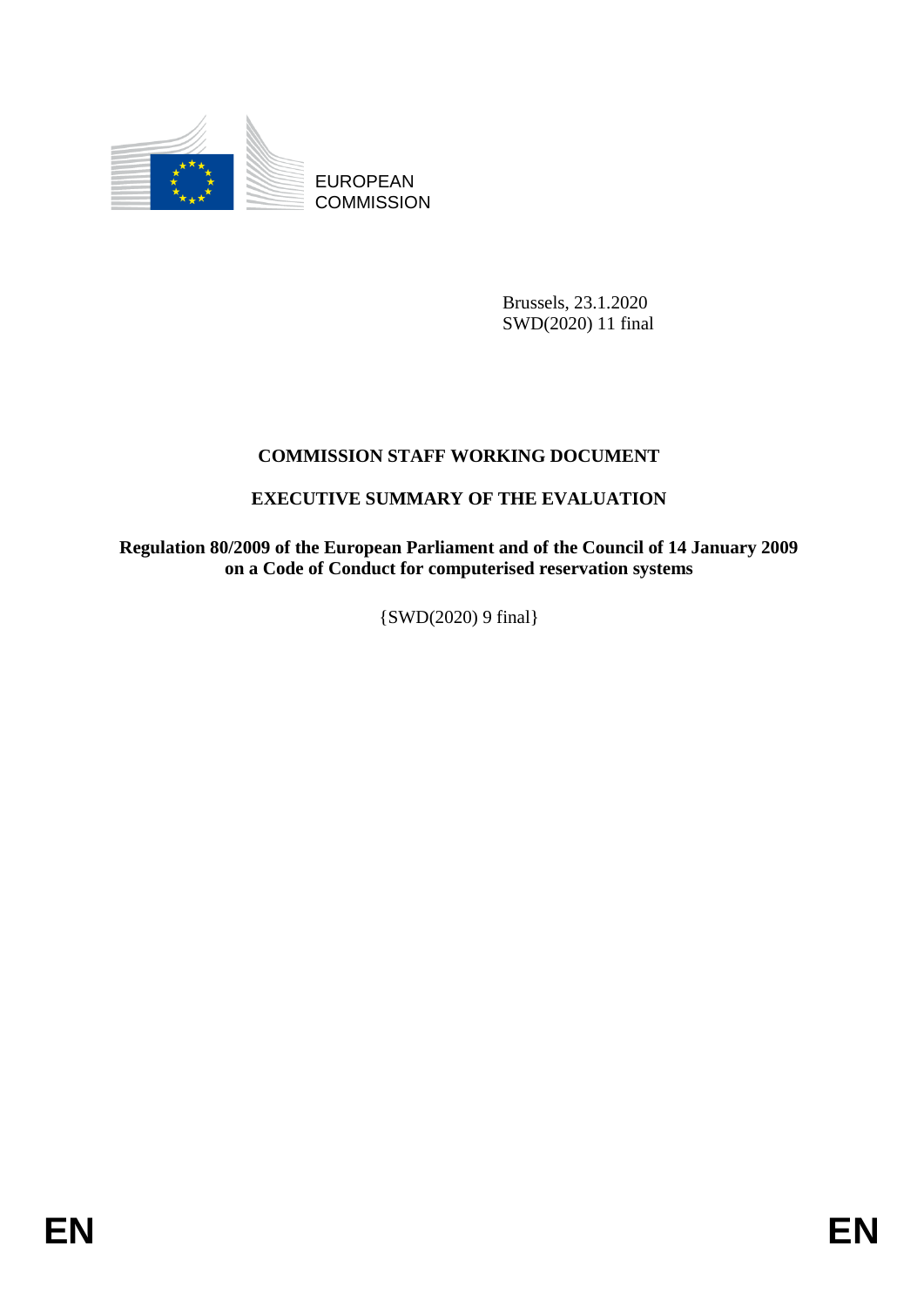EUROPEAN COMMISSION

Brussels, 23.1.2020
SWD(2020) 11 final

# COMMISSION STAFF WORKING DOCUMENT

## EXECUTIVE SUMMARY OF THE EVALUATION

**Regulation 80/2009 of the European Parliament and of the Council of 14 January 2009 on a Code of Conduct for computerised reservation systems**

{SWD(2020) 9 final}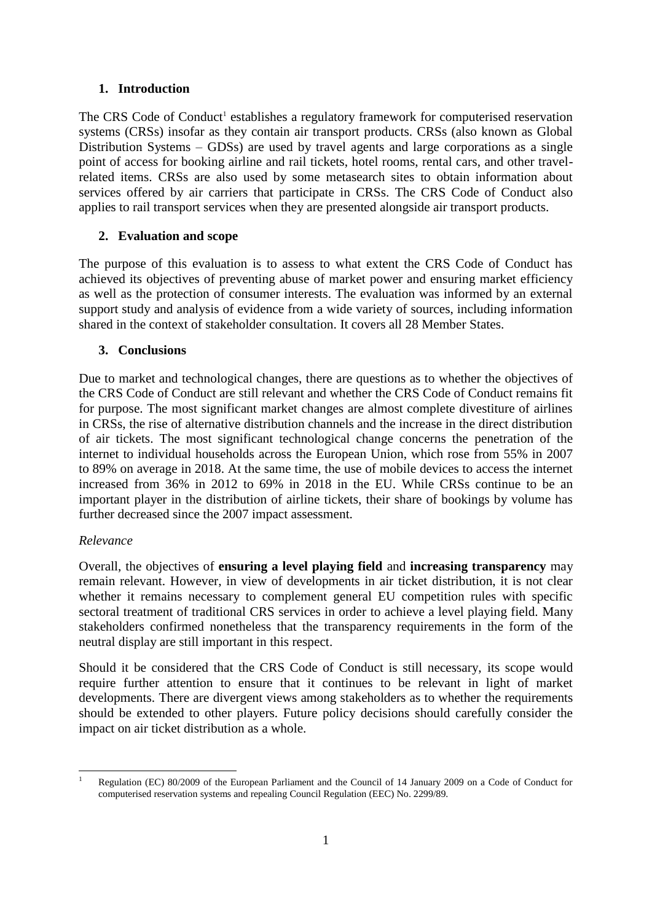## 1. Introduction

The CRS Code of Conduct[1] establishes a regulatory framework for computerised reservation systems (CRSs) insofar as they contain air transport products. CRSs (also known as Global Distribution Systems – GDSs) are used by travel agents and large corporations as a single point of access for booking airline and rail tickets, hotel rooms, rental cars, and other travel-related items. CRSs are also used by some metasearch sites to obtain information about services offered by air carriers that participate in CRSs. The CRS Code of Conduct also applies to rail transport services when they are presented alongside air transport products.

## 2. Evaluation and scope

The purpose of this evaluation is to assess to what extent the CRS Code of Conduct has achieved its objectives of preventing abuse of market power and ensuring market efficiency as well as the protection of consumer interests. The evaluation was informed by an external support study and analysis of evidence from a wide variety of sources, including information shared in the context of stakeholder consultation. It covers all 28 Member States.

## 3. Conclusions

Due to market and technological changes, there are questions as to whether the objectives of the CRS Code of Conduct are still relevant and whether the CRS Code of Conduct remains fit for purpose. The most significant market changes are almost complete divestiture of airlines in CRSs, the rise of alternative distribution channels and the increase in the direct distribution of air tickets. The most significant technological change concerns the penetration of the internet to individual households across the European Union, which rose from 55% in 2007 to 89% on average in 2018. At the same time, the use of mobile devices to access the internet increased from 36% in 2012 to 69% in 2018 in the EU. While CRSs continue to be an important player in the distribution of airline tickets, their share of bookings by volume has further decreased since the 2007 impact assessment.

*Relevance*

Overall, the objectives of **ensuring a level playing field** and **increasing transparency** may remain relevant. However, in view of developments in air ticket distribution, it is not clear whether it remains necessary to complement general EU competition rules with specific sectoral treatment of traditional CRS services in order to achieve a level playing field. Many stakeholders confirmed nonetheless that the transparency requirements in the form of the neutral display are still important in this respect.

Should it be considered that the CRS Code of Conduct is still necessary, its scope would require further attention to ensure that it continues to be relevant in light of market developments. There are divergent views among stakeholders as to whether the requirements should be extended to other players. Future policy decisions should carefully consider the impact on air ticket distribution as a whole.

---

[1] Regulation (EC) 80/2009 of the European Parliament and the Council of 14 January 2009 on a Code of Conduct for computerised reservation systems and repealing Council Regulation (EEC) No. 2299/89.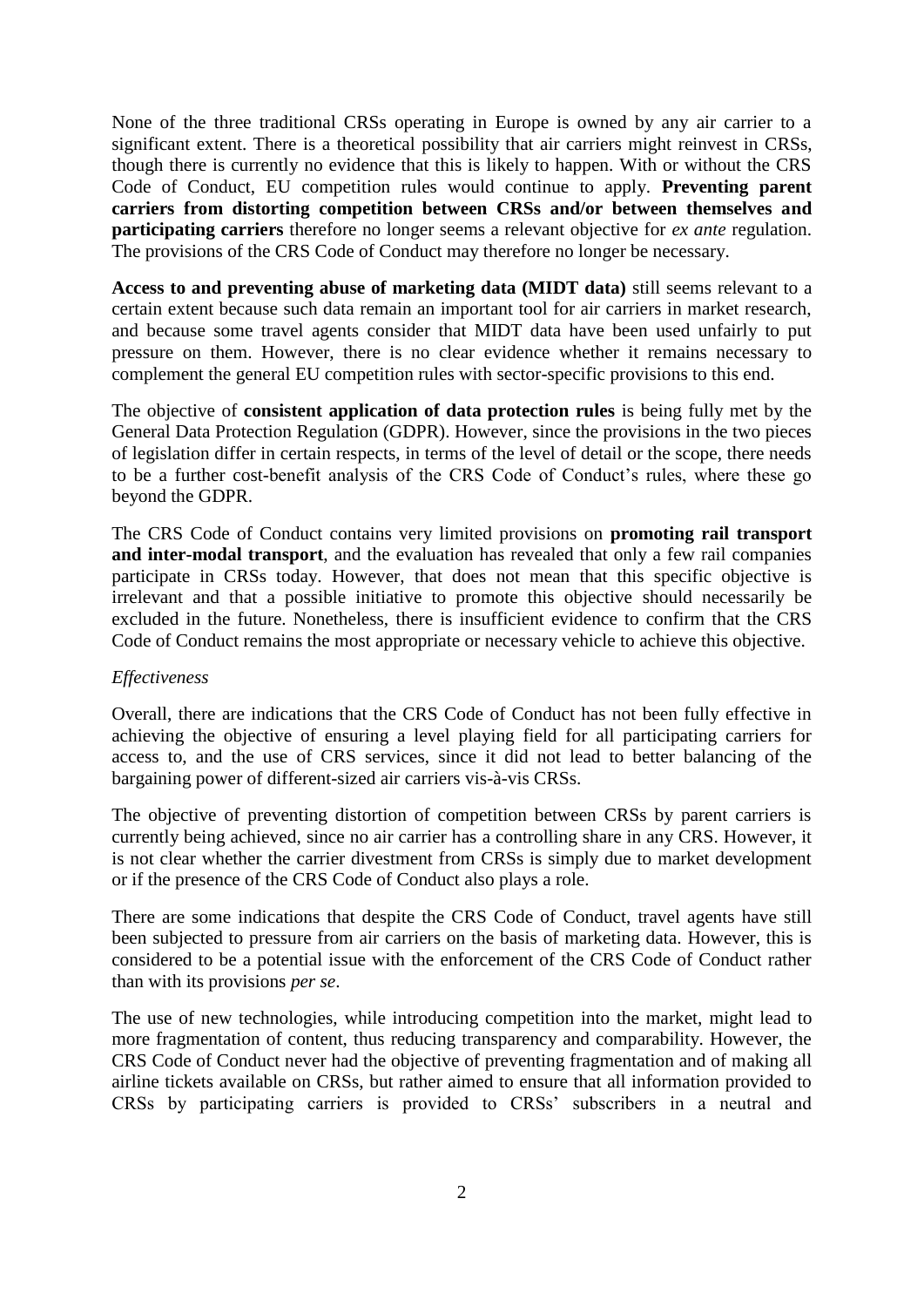None of the three traditional CRSs operating in Europe is owned by any air carrier to a significant extent. There is a theoretical possibility that air carriers might reinvest in CRSs, though there is currently no evidence that this is likely to happen. With or without the CRS Code of Conduct, EU competition rules would continue to apply. **Preventing parent carriers from distorting competition between CRSs and/or between themselves and participating carriers** therefore no longer seems a relevant objective for *ex ante* regulation. The provisions of the CRS Code of Conduct may therefore no longer be necessary.

**Access to and preventing abuse of marketing data (MIDT data)** still seems relevant to a certain extent because such data remain an important tool for air carriers in market research, and because some travel agents consider that MIDT data have been used unfairly to put pressure on them. However, there is no clear evidence whether it remains necessary to complement the general EU competition rules with sector-specific provisions to this end.

The objective of **consistent application of data protection rules** is being fully met by the General Data Protection Regulation (GDPR). However, since the provisions in the two pieces of legislation differ in certain respects, in terms of the level of detail or the scope, there needs to be a further cost-benefit analysis of the CRS Code of Conduct's rules, where these go beyond the GDPR.

The CRS Code of Conduct contains very limited provisions on **promoting rail transport and inter-modal transport**, and the evaluation has revealed that only a few rail companies participate in CRSs today. However, that does not mean that this specific objective is irrelevant and that a possible initiative to promote this objective should necessarily be excluded in the future. Nonetheless, there is insufficient evidence to confirm that the CRS Code of Conduct remains the most appropriate or necessary vehicle to achieve this objective.

*Effectiveness*

Overall, there are indications that the CRS Code of Conduct has not been fully effective in achieving the objective of ensuring a level playing field for all participating carriers for access to, and the use of CRS services, since it did not lead to better balancing of the bargaining power of different-sized air carriers vis-à-vis CRSs.

The objective of preventing distortion of competition between CRSs by parent carriers is currently being achieved, since no air carrier has a controlling share in any CRS. However, it is not clear whether the carrier divestment from CRSs is simply due to market development or if the presence of the CRS Code of Conduct also plays a role.

There are some indications that despite the CRS Code of Conduct, travel agents have still been subjected to pressure from air carriers on the basis of marketing data. However, this is considered to be a potential issue with the enforcement of the CRS Code of Conduct rather than with its provisions *per se*.

The use of new technologies, while introducing competition into the market, might lead to more fragmentation of content, thus reducing transparency and comparability. However, the CRS Code of Conduct never had the objective of preventing fragmentation and of making all airline tickets available on CRSs, but rather aimed to ensure that all information provided to CRSs by participating carriers is provided to CRSs' subscribers in a neutral and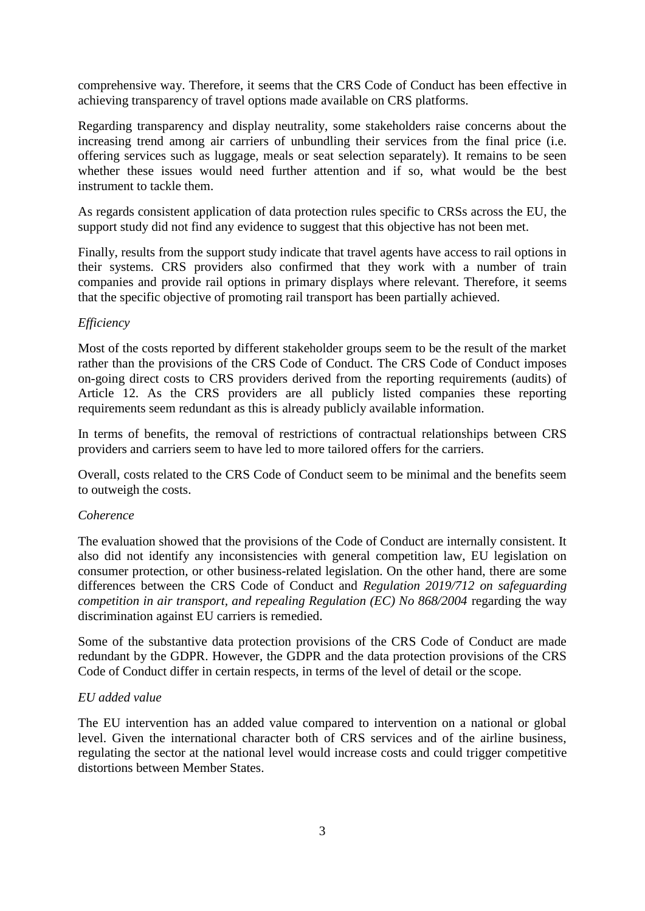comprehensive way. Therefore, it seems that the CRS Code of Conduct has been effective in achieving transparency of travel options made available on CRS platforms.

Regarding transparency and display neutrality, some stakeholders raise concerns about the increasing trend among air carriers of unbundling their services from the final price (i.e. offering services such as luggage, meals or seat selection separately). It remains to be seen whether these issues would need further attention and if so, what would be the best instrument to tackle them.

As regards consistent application of data protection rules specific to CRSs across the EU, the support study did not find any evidence to suggest that this objective has not been met.

Finally, results from the support study indicate that travel agents have access to rail options in their systems. CRS providers also confirmed that they work with a number of train companies and provide rail options in primary displays where relevant. Therefore, it seems that the specific objective of promoting rail transport has been partially achieved.

*Efficiency*

Most of the costs reported by different stakeholder groups seem to be the result of the market rather than the provisions of the CRS Code of Conduct. The CRS Code of Conduct imposes on-going direct costs to CRS providers derived from the reporting requirements (audits) of Article 12. As the CRS providers are all publicly listed companies these reporting requirements seem redundant as this is already publicly available information.

In terms of benefits, the removal of restrictions of contractual relationships between CRS providers and carriers seem to have led to more tailored offers for the carriers.

Overall, costs related to the CRS Code of Conduct seem to be minimal and the benefits seem to outweigh the costs.

*Coherence*

The evaluation showed that the provisions of the Code of Conduct are internally consistent. It also did not identify any inconsistencies with general competition law, EU legislation on consumer protection, or other business-related legislation. On the other hand, there are some differences between the CRS Code of Conduct and *Regulation 2019/712 on safeguarding competition in air transport, and repealing Regulation (EC) No 868/2004* regarding the way discrimination against EU carriers is remedied.

Some of the substantive data protection provisions of the CRS Code of Conduct are made redundant by the GDPR. However, the GDPR and the data protection provisions of the CRS Code of Conduct differ in certain respects, in terms of the level of detail or the scope.

*EU added value*

The EU intervention has an added value compared to intervention on a national or global level. Given the international character both of CRS services and of the airline business, regulating the sector at the national level would increase costs and could trigger competitive distortions between Member States.